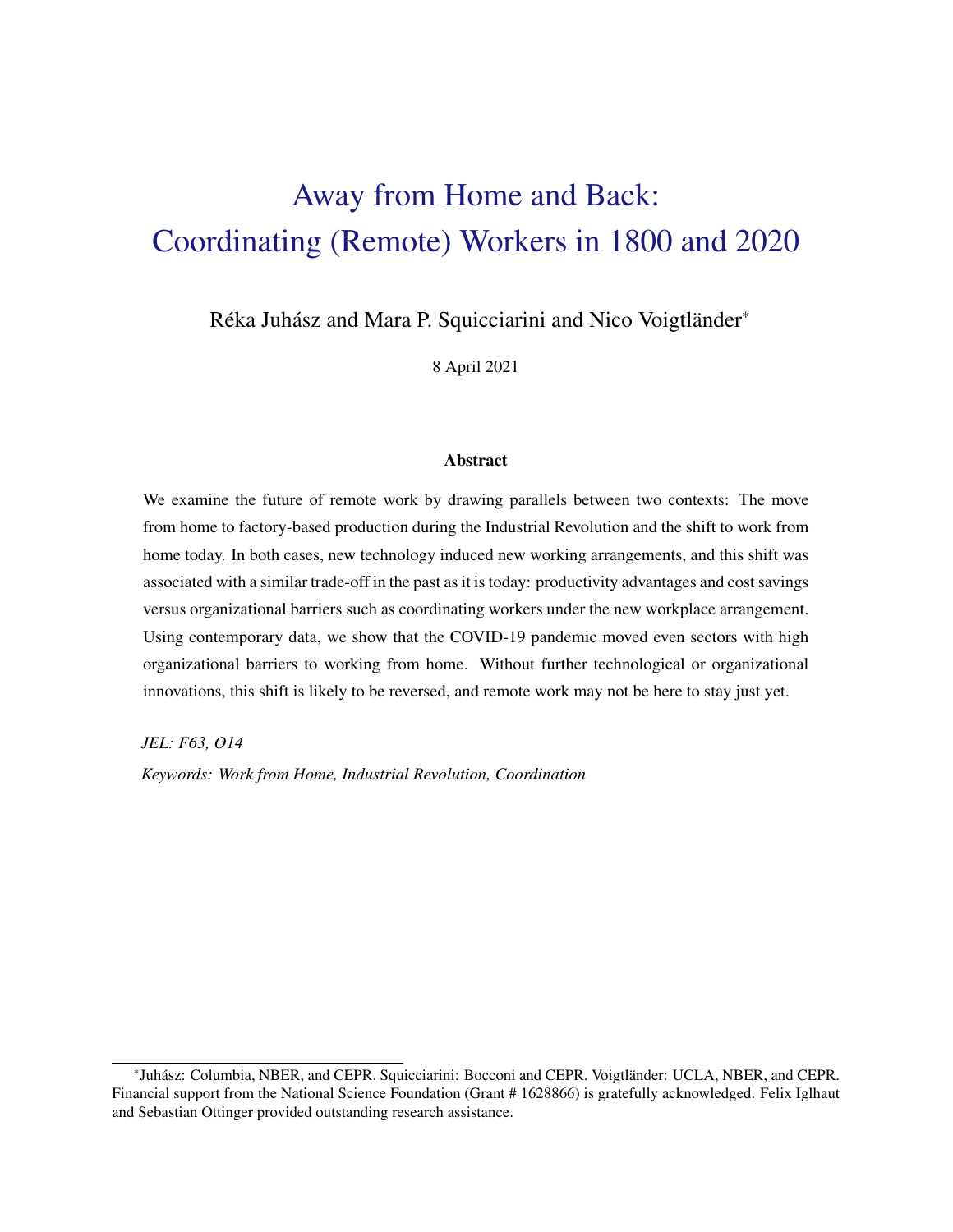# Away from Home and Back: Coordinating (Remote) Workers in 1800 and 2020

Réka Juhász and Mara P. Squicciarini and Nico Voigtländer*

8 April 2021

**Abstract**

We examine the future of remote work by drawing parallels between two contexts: The move from home to factory-based production during the Industrial Revolution and the shift to work from home today. In both cases, new technology induced new working arrangements, and this shift was associated with a similar trade-off in the past as it is today: productivity advantages and cost savings versus organizational barriers such as coordinating workers under the new workplace arrangement. Using contemporary data, we show that the COVID-19 pandemic moved even sectors with high organizational barriers to working from home. Without further technological or organizational innovations, this shift is likely to be reversed, and remote work may not be here to stay just yet.

*JEL: F63, O14*

*Keywords: Work from Home, Industrial Revolution, Coordination*

---

*Juhász: Columbia, NBER, and CEPR. Squicciarini: Bocconi and CEPR. Voigtländer: UCLA, NBER, and CEPR. Financial support from the National Science Foundation (Grant # 1628866) is gratefully acknowledged. Felix Iglhaut and Sebastian Ottinger provided outstanding research assistance.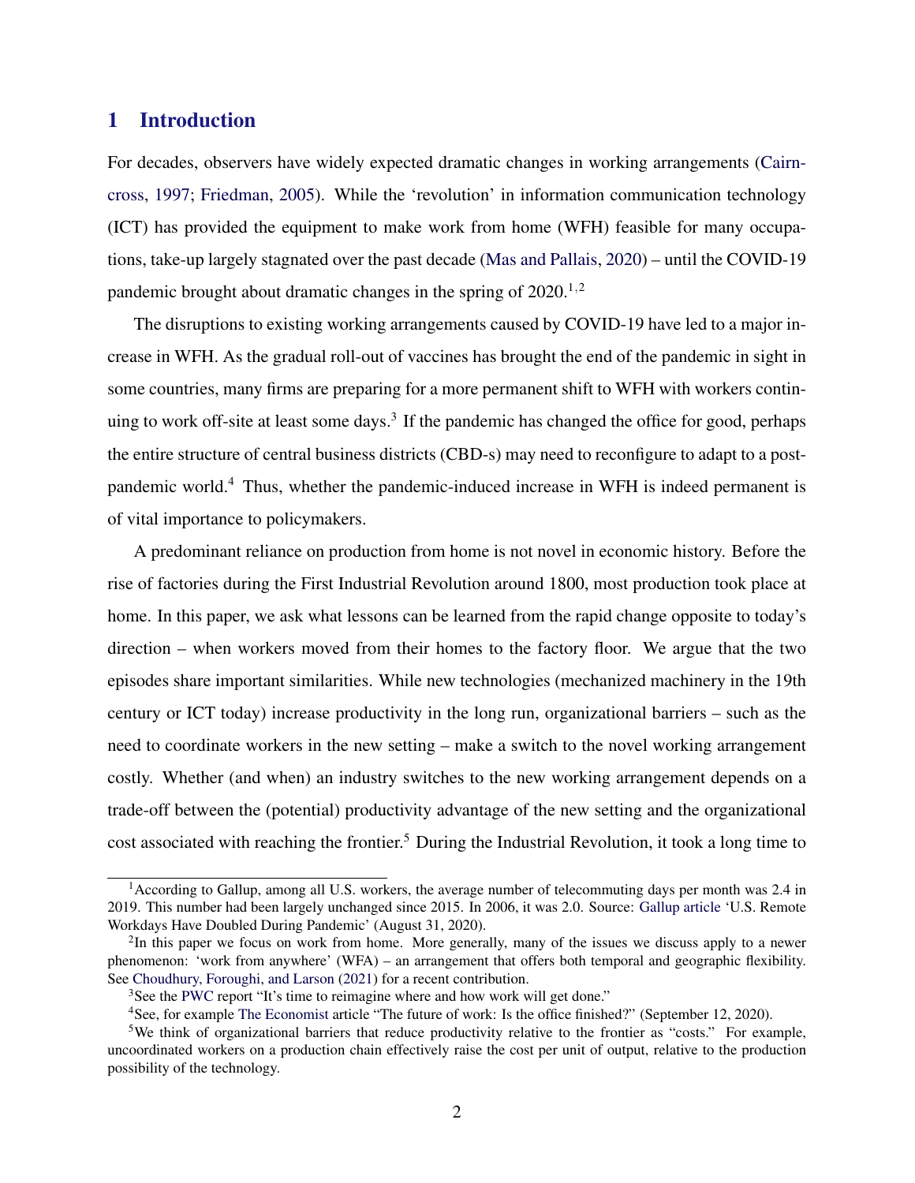## 1 Introduction

For decades, observers have widely expected dramatic changes in working arrangements (Cairncross, 1997; Friedman, 2005). While the 'revolution' in information communication technology (ICT) has provided the equipment to make work from home (WFH) feasible for many occupations, take-up largely stagnated over the past decade (Mas and Pallais, 2020) – until the COVID-19 pandemic brought about dramatic changes in the spring of 2020.[1,2]

The disruptions to existing working arrangements caused by COVID-19 have led to a major increase in WFH. As the gradual roll-out of vaccines has brought the end of the pandemic in sight in some countries, many firms are preparing for a more permanent shift to WFH with workers continuing to work off-site at least some days.[3] If the pandemic has changed the office for good, perhaps the entire structure of central business districts (CBD-s) may need to reconfigure to adapt to a post-pandemic world.[4] Thus, whether the pandemic-induced increase in WFH is indeed permanent is of vital importance to policymakers.

A predominant reliance on production from home is not novel in economic history. Before the rise of factories during the First Industrial Revolution around 1800, most production took place at home. In this paper, we ask what lessons can be learned from the rapid change opposite to today's direction – when workers moved from their homes to the factory floor. We argue that the two episodes share important similarities. While new technologies (mechanized machinery in the 19th century or ICT today) increase productivity in the long run, organizational barriers – such as the need to coordinate workers in the new setting – make a switch to the novel working arrangement costly. Whether (and when) an industry switches to the new working arrangement depends on a trade-off between the (potential) productivity advantage of the new setting and the organizational cost associated with reaching the frontier.[5] During the Industrial Revolution, it took a long time to

---

[1] According to Gallup, among all U.S. workers, the average number of telecommuting days per month was 2.4 in 2019. This number had been largely unchanged since 2015. In 2006, it was 2.0. Source: Gallup article 'U.S. Remote Workdays Have Doubled During Pandemic' (August 31, 2020).

[2] In this paper we focus on work from home. More generally, many of the issues we discuss apply to a newer phenomenon: 'work from anywhere' (WFA) – an arrangement that offers both temporal and geographic flexibility. See Choudhury, Foroughi, and Larson (2021) for a recent contribution.

[3] See the PWC report "It's time to reimagine where and how work will get done."

[4] See, for example The Economist article "The future of work: Is the office finished?" (September 12, 2020).

[5] We think of organizational barriers that reduce productivity relative to the frontier as "costs." For example, uncoordinated workers on a production chain effectively raise the cost per unit of output, relative to the production possibility of the technology.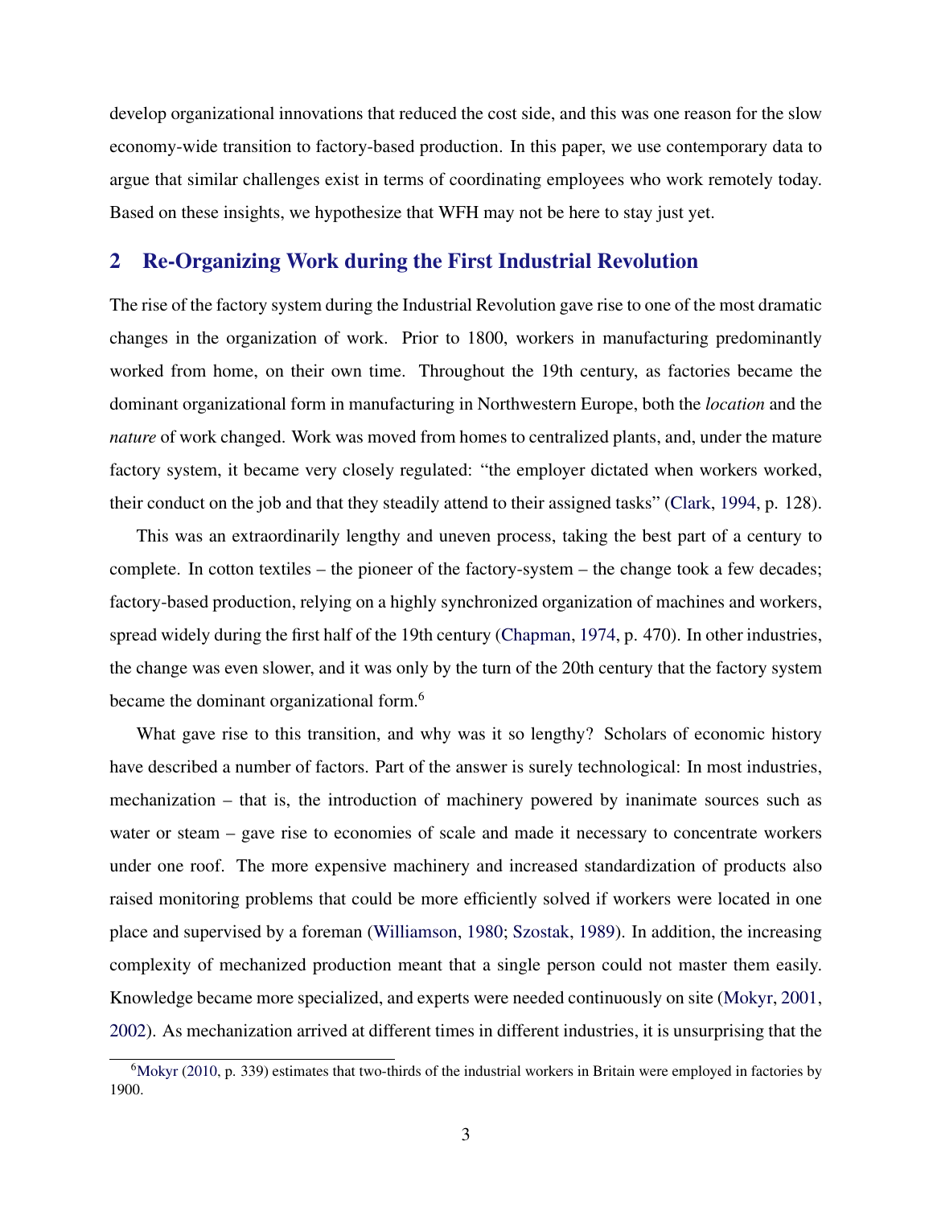develop organizational innovations that reduced the cost side, and this was one reason for the slow economy-wide transition to factory-based production. In this paper, we use contemporary data to argue that similar challenges exist in terms of coordinating employees who work remotely today. Based on these insights, we hypothesize that WFH may not be here to stay just yet.

## 2 Re-Organizing Work during the First Industrial Revolution

The rise of the factory system during the Industrial Revolution gave rise to one of the most dramatic changes in the organization of work. Prior to 1800, workers in manufacturing predominantly worked from home, on their own time. Throughout the 19th century, as factories became the dominant organizational form in manufacturing in Northwestern Europe, both the *location* and the *nature* of work changed. Work was moved from homes to centralized plants, and, under the mature factory system, it became very closely regulated: "the employer dictated when workers worked, their conduct on the job and that they steadily attend to their assigned tasks" (Clark, 1994, p. 128).

This was an extraordinarily lengthy and uneven process, taking the best part of a century to complete. In cotton textiles – the pioneer of the factory-system – the change took a few decades; factory-based production, relying on a highly synchronized organization of machines and workers, spread widely during the first half of the 19th century (Chapman, 1974, p. 470). In other industries, the change was even slower, and it was only by the turn of the 20th century that the factory system became the dominant organizational form.[6]

What gave rise to this transition, and why was it so lengthy? Scholars of economic history have described a number of factors. Part of the answer is surely technological: In most industries, mechanization – that is, the introduction of machinery powered by inanimate sources such as water or steam – gave rise to economies of scale and made it necessary to concentrate workers under one roof. The more expensive machinery and increased standardization of products also raised monitoring problems that could be more efficiently solved if workers were located in one place and supervised by a foreman (Williamson, 1980; Szostak, 1989). In addition, the increasing complexity of mechanized production meant that a single person could not master them easily. Knowledge became more specialized, and experts were needed continuously on site (Mokyr, 2001, 2002). As mechanization arrived at different times in different industries, it is unsurprising that the

[6] Mokyr (2010, p. 339) estimates that two-thirds of the industrial workers in Britain were employed in factories by 1900.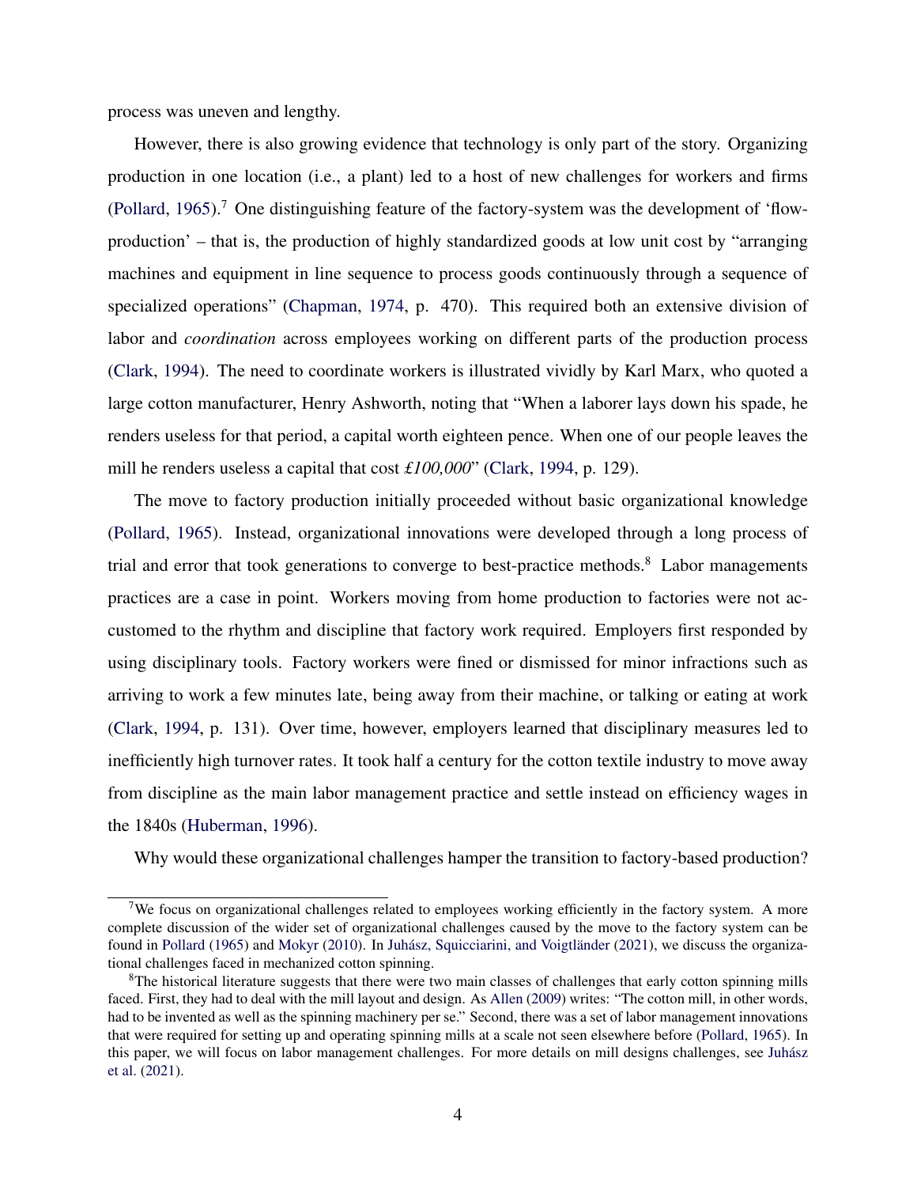process was uneven and lengthy.

However, there is also growing evidence that technology is only part of the story. Organizing production in one location (i.e., a plant) led to a host of new challenges for workers and firms (Pollard, 1965).[7] One distinguishing feature of the factory-system was the development of 'flow-production' – that is, the production of highly standardized goods at low unit cost by "arranging machines and equipment in line sequence to process goods continuously through a sequence of specialized operations" (Chapman, 1974, p. 470). This required both an extensive division of labor and *coordination* across employees working on different parts of the production process (Clark, 1994). The need to coordinate workers is illustrated vividly by Karl Marx, who quoted a large cotton manufacturer, Henry Ashworth, noting that "When a laborer lays down his spade, he renders useless for that period, a capital worth eighteen pence. When one of our people leaves the mill he renders useless a capital that cost *£100,000*" (Clark, 1994, p. 129).

The move to factory production initially proceeded without basic organizational knowledge (Pollard, 1965). Instead, organizational innovations were developed through a long process of trial and error that took generations to converge to best-practice methods.[8] Labor managements practices are a case in point. Workers moving from home production to factories were not accustomed to the rhythm and discipline that factory work required. Employers first responded by using disciplinary tools. Factory workers were fined or dismissed for minor infractions such as arriving to work a few minutes late, being away from their machine, or talking or eating at work (Clark, 1994, p. 131). Over time, however, employers learned that disciplinary measures led to inefficiently high turnover rates. It took half a century for the cotton textile industry to move away from discipline as the main labor management practice and settle instead on efficiency wages in the 1840s (Huberman, 1996).

Why would these organizational challenges hamper the transition to factory-based production?

[7] We focus on organizational challenges related to employees working efficiently in the factory system. A more complete discussion of the wider set of organizational challenges caused by the move to the factory system can be found in Pollard (1965) and Mokyr (2010). In Juhász, Squicciarini, and Voigtländer (2021), we discuss the organizational challenges faced in mechanized cotton spinning.

[8] The historical literature suggests that there were two main classes of challenges that early cotton spinning mills faced. First, they had to deal with the mill layout and design. As Allen (2009) writes: "The cotton mill, in other words, had to be invented as well as the spinning machinery per se." Second, there was a set of labor management innovations that were required for setting up and operating spinning mills at a scale not seen elsewhere before (Pollard, 1965). In this paper, we will focus on labor management challenges. For more details on mill designs challenges, see Juhász et al. (2021).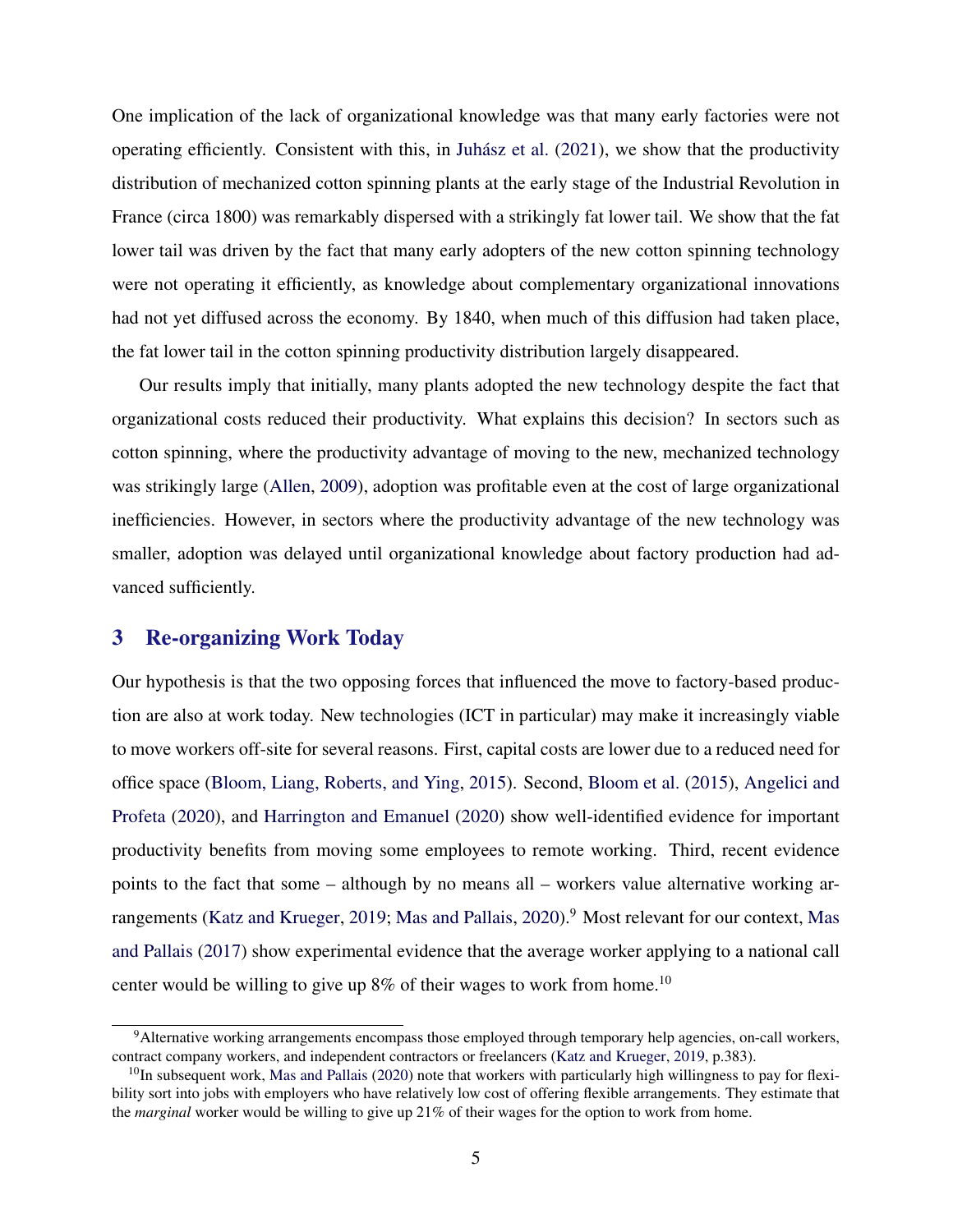One implication of the lack of organizational knowledge was that many early factories were not operating efficiently. Consistent with this, in Juhász et al. (2021), we show that the productivity distribution of mechanized cotton spinning plants at the early stage of the Industrial Revolution in France (circa 1800) was remarkably dispersed with a strikingly fat lower tail. We show that the fat lower tail was driven by the fact that many early adopters of the new cotton spinning technology were not operating it efficiently, as knowledge about complementary organizational innovations had not yet diffused across the economy. By 1840, when much of this diffusion had taken place, the fat lower tail in the cotton spinning productivity distribution largely disappeared.

Our results imply that initially, many plants adopted the new technology despite the fact that organizational costs reduced their productivity. What explains this decision? In sectors such as cotton spinning, where the productivity advantage of moving to the new, mechanized technology was strikingly large (Allen, 2009), adoption was profitable even at the cost of large organizational inefficiencies. However, in sectors where the productivity advantage of the new technology was smaller, adoption was delayed until organizational knowledge about factory production had advanced sufficiently.

## 3 Re-organizing Work Today

Our hypothesis is that the two opposing forces that influenced the move to factory-based production are also at work today. New technologies (ICT in particular) may make it increasingly viable to move workers off-site for several reasons. First, capital costs are lower due to a reduced need for office space (Bloom, Liang, Roberts, and Ying, 2015). Second, Bloom et al. (2015), Angelici and Profeta (2020), and Harrington and Emanuel (2020) show well-identified evidence for important productivity benefits from moving some employees to remote working. Third, recent evidence points to the fact that some – although by no means all – workers value alternative working arrangements (Katz and Krueger, 2019; Mas and Pallais, 2020).[9] Most relevant for our context, Mas and Pallais (2017) show experimental evidence that the average worker applying to a national call center would be willing to give up 8% of their wages to work from home.[10]

[9] Alternative working arrangements encompass those employed through temporary help agencies, on-call workers, contract company workers, and independent contractors or freelancers (Katz and Krueger, 2019, p.383).

[10] In subsequent work, Mas and Pallais (2020) note that workers with particularly high willingness to pay for flexibility sort into jobs with employers who have relatively low cost of offering flexible arrangements. They estimate that the *marginal* worker would be willing to give up 21% of their wages for the option to work from home.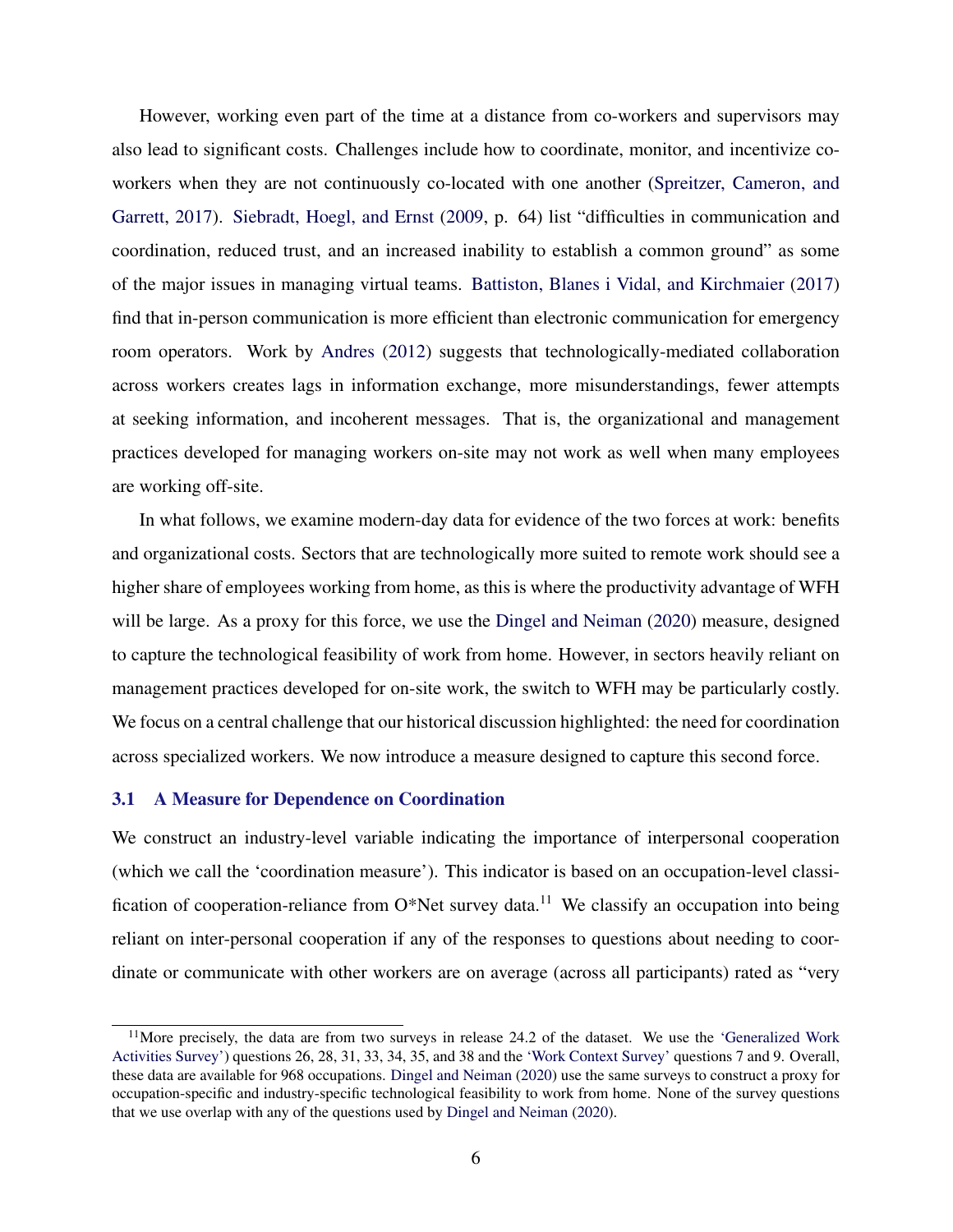However, working even part of the time at a distance from co-workers and supervisors may also lead to significant costs. Challenges include how to coordinate, monitor, and incentivize co-workers when they are not continuously co-located with one another (Spreitzer, Cameron, and Garrett, 2017). Siebradt, Hoegl, and Ernst (2009, p. 64) list "difficulties in communication and coordination, reduced trust, and an increased inability to establish a common ground" as some of the major issues in managing virtual teams. Battiston, Blanes i Vidal, and Kirchmaier (2017) find that in-person communication is more efficient than electronic communication for emergency room operators. Work by Andres (2012) suggests that technologically-mediated collaboration across workers creates lags in information exchange, more misunderstandings, fewer attempts at seeking information, and incoherent messages. That is, the organizational and management practices developed for managing workers on-site may not work as well when many employees are working off-site.

In what follows, we examine modern-day data for evidence of the two forces at work: benefits and organizational costs. Sectors that are technologically more suited to remote work should see a higher share of employees working from home, as this is where the productivity advantage of WFH will be large. As a proxy for this force, we use the Dingel and Neiman (2020) measure, designed to capture the technological feasibility of work from home. However, in sectors heavily reliant on management practices developed for on-site work, the switch to WFH may be particularly costly. We focus on a central challenge that our historical discussion highlighted: the need for coordination across specialized workers. We now introduce a measure designed to capture this second force.

### 3.1 A Measure for Dependence on Coordination

We construct an industry-level variable indicating the importance of interpersonal cooperation (which we call the 'coordination measure'). This indicator is based on an occupation-level classification of cooperation-reliance from O*Net survey data.[11] We classify an occupation into being reliant on inter-personal cooperation if any of the responses to questions about needing to coordinate or communicate with other workers are on average (across all participants) rated as "very

[11] More precisely, the data are from two surveys in release 24.2 of the dataset. We use the 'Generalized Work Activities Survey') questions 26, 28, 31, 33, 34, 35, and 38 and the 'Work Context Survey' questions 7 and 9. Overall, these data are available for 968 occupations. Dingel and Neiman (2020) use the same surveys to construct a proxy for occupation-specific and industry-specific technological feasibility to work from home. None of the survey questions that we use overlap with any of the questions used by Dingel and Neiman (2020).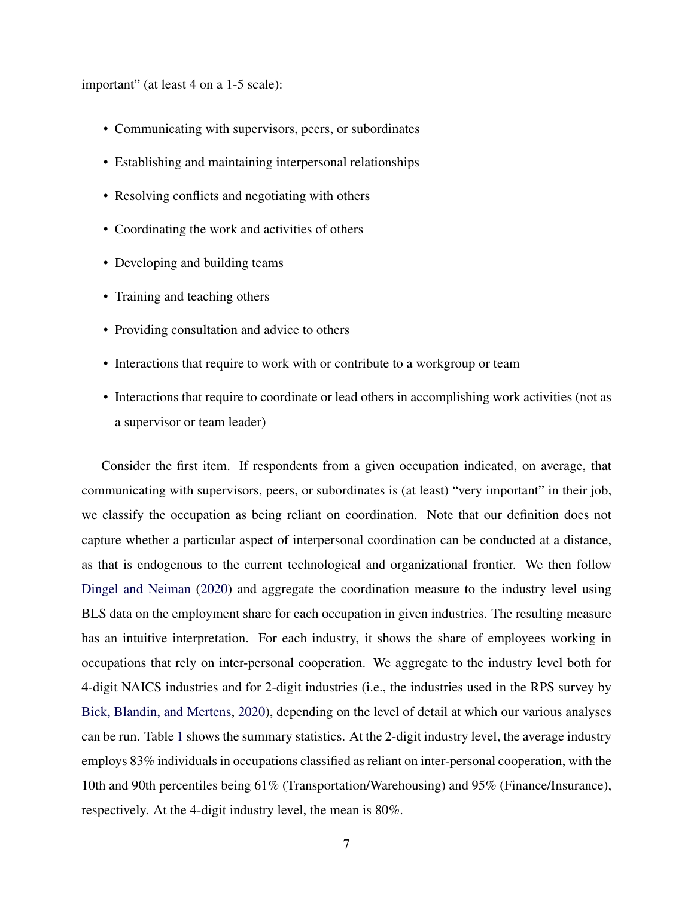important" (at least 4 on a 1-5 scale):

- Communicating with supervisors, peers, or subordinates
- Establishing and maintaining interpersonal relationships
- Resolving conflicts and negotiating with others
- Coordinating the work and activities of others
- Developing and building teams
- Training and teaching others
- Providing consultation and advice to others
- Interactions that require to work with or contribute to a workgroup or team
- Interactions that require to coordinate or lead others in accomplishing work activities (not as a supervisor or team leader)

Consider the first item. If respondents from a given occupation indicated, on average, that communicating with supervisors, peers, or subordinates is (at least) "very important" in their job, we classify the occupation as being reliant on coordination. Note that our definition does not capture whether a particular aspect of interpersonal coordination can be conducted at a distance, as that is endogenous to the current technological and organizational frontier. We then follow Dingel and Neiman (2020) and aggregate the coordination measure to the industry level using BLS data on the employment share for each occupation in given industries. The resulting measure has an intuitive interpretation. For each industry, it shows the share of employees working in occupations that rely on inter-personal cooperation. We aggregate to the industry level both for 4-digit NAICS industries and for 2-digit industries (i.e., the industries used in the RPS survey by Bick, Blandin, and Mertens, 2020), depending on the level of detail at which our various analyses can be run. Table 1 shows the summary statistics. At the 2-digit industry level, the average industry employs 83% individuals in occupations classified as reliant on inter-personal cooperation, with the 10th and 90th percentiles being 61% (Transportation/Warehousing) and 95% (Finance/Insurance), respectively. At the 4-digit industry level, the mean is 80%.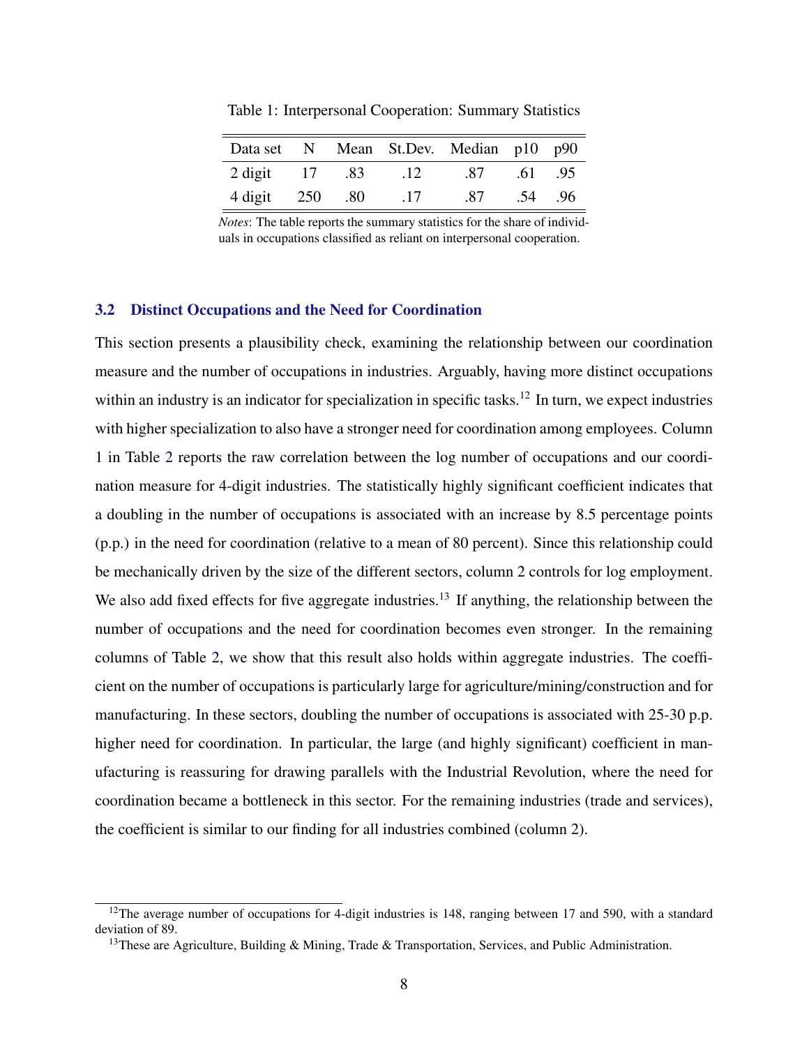Table 1: Interpersonal Cooperation: Summary Statistics

| Data set | N | Mean | St.Dev. | Median | p10 | p90 |
|---|---|---|---|---|---|---|
| 2 digit | 17 | .83 | .12 | .87 | .61 | .95 |
| 4 digit | 250 | .80 | .17 | .87 | .54 | .96 |

*Notes*: The table reports the summary statistics for the share of individuals in occupations classified as reliant on interpersonal cooperation.

### 3.2 Distinct Occupations and the Need for Coordination

This section presents a plausibility check, examining the relationship between our coordination measure and the number of occupations in industries. Arguably, having more distinct occupations within an industry is an indicator for specialization in specific tasks.[12] In turn, we expect industries with higher specialization to also have a stronger need for coordination among employees. Column 1 in Table 2 reports the raw correlation between the log number of occupations and our coordination measure for 4-digit industries. The statistically highly significant coefficient indicates that a doubling in the number of occupations is associated with an increase by 8.5 percentage points (p.p.) in the need for coordination (relative to a mean of 80 percent). Since this relationship could be mechanically driven by the size of the different sectors, column 2 controls for log employment. We also add fixed effects for five aggregate industries.[13] If anything, the relationship between the number of occupations and the need for coordination becomes even stronger. In the remaining columns of Table 2, we show that this result also holds within aggregate industries. The coefficient on the number of occupations is particularly large for agriculture/mining/construction and for manufacturing. In these sectors, doubling the number of occupations is associated with 25-30 p.p. higher need for coordination. In particular, the large (and highly significant) coefficient in manufacturing is reassuring for drawing parallels with the Industrial Revolution, where the need for coordination became a bottleneck in this sector. For the remaining industries (trade and services), the coefficient is similar to our finding for all industries combined (column 2).

[12] The average number of occupations for 4-digit industries is 148, ranging between 17 and 590, with a standard deviation of 89.

[13] These are Agriculture, Building & Mining, Trade & Transportation, Services, and Public Administration.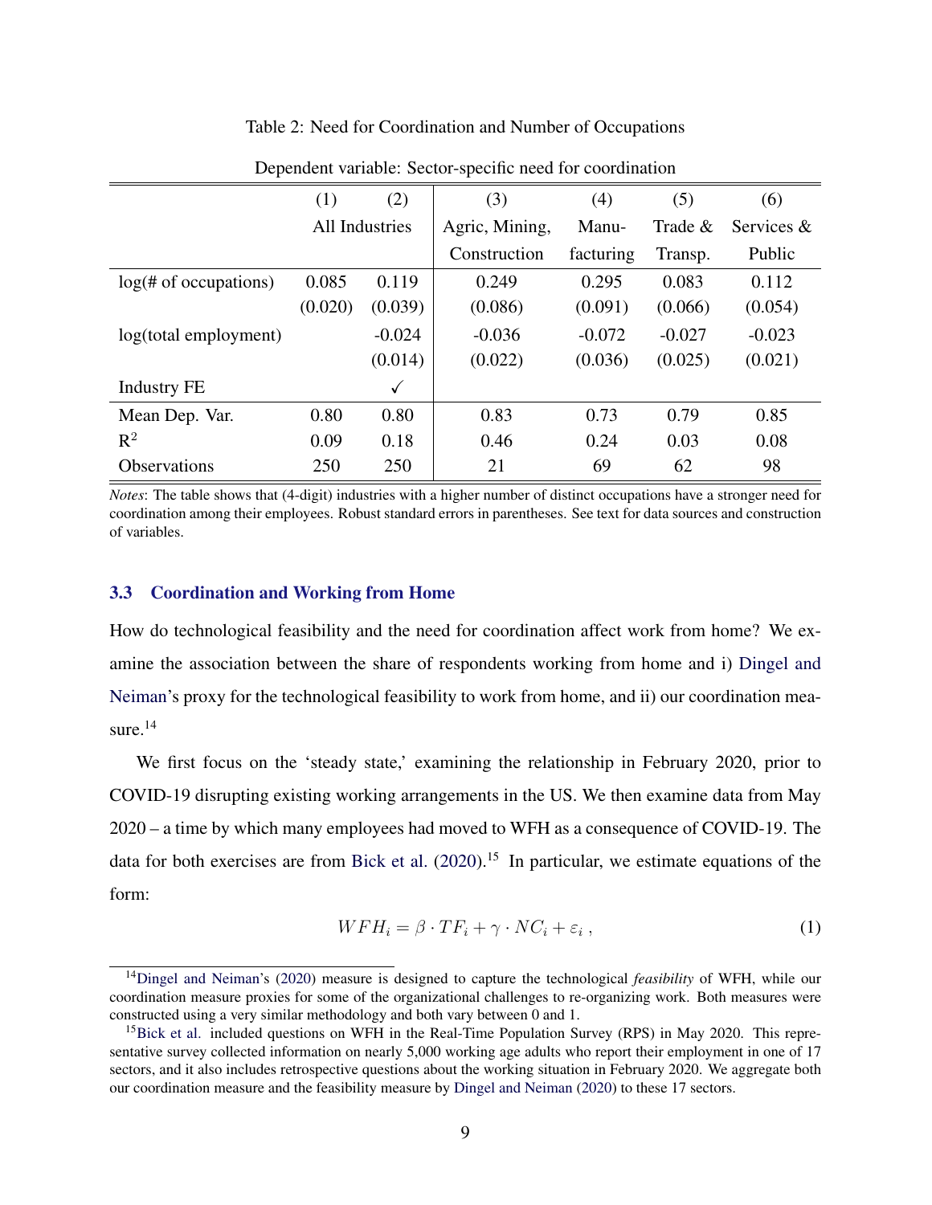Table 2: Need for Coordination and Number of Occupations

Dependent variable: Sector-specific need for coordination

| | (1) | (2) | (3) | (4) | (5) | (6) |
|---|---|---|---|---|---|---|
| | All Industries | | Agric, Mining, Construction | Manu- facturing | Trade & Transp. | Services & Public |
| log(# of occupations) | 0.085 | 0.119 | 0.249 | 0.295 | 0.083 | 0.112 |
| | (0.020) | (0.039) | (0.086) | (0.091) | (0.066) | (0.054) |
| log(total employment) | | -0.024 | -0.036 | -0.072 | -0.027 | -0.023 |
| | | (0.014) | (0.022) | (0.036) | (0.025) | (0.021) |
| Industry FE | | ✓ | | | | |
| Mean Dep. Var. | 0.80 | 0.80 | 0.83 | 0.73 | 0.79 | 0.85 |
| $R^2$ | 0.09 | 0.18 | 0.46 | 0.24 | 0.03 | 0.08 |
| Observations | 250 | 250 | 21 | 69 | 62 | 98 |

*Notes*: The table shows that (4-digit) industries with a higher number of distinct occupations have a stronger need for coordination among their employees. Robust standard errors in parentheses. See text for data sources and construction of variables.

### 3.3 Coordination and Working from Home

How do technological feasibility and the need for coordination affect work from home? We examine the association between the share of respondents working from home and i) Dingel and Neiman's proxy for the technological feasibility to work from home, and ii) our coordination measure.[14]

We first focus on the 'steady state,' examining the relationship in February 2020, prior to COVID-19 disrupting existing working arrangements in the US. We then examine data from May 2020 – a time by which many employees had moved to WFH as a consequence of COVID-19. The data for both exercises are from Bick et al. (2020).[15] In particular, we estimate equations of the form:

$$WFH_i = \beta \cdot TF_i + \gamma \cdot NC_i + \varepsilon_i \,, \tag{1}$$

[14] Dingel and Neiman's (2020) measure is designed to capture the technological *feasibility* of WFH, while our coordination measure proxies for some of the organizational challenges to re-organizing work. Both measures were constructed using a very similar methodology and both vary between 0 and 1.

[15] Bick et al. included questions on WFH in the Real-Time Population Survey (RPS) in May 2020. This representative survey collected information on nearly 5,000 working age adults who report their employment in one of 17 sectors, and it also includes retrospective questions about the working situation in February 2020. We aggregate both our coordination measure and the feasibility measure by Dingel and Neiman (2020) to these 17 sectors.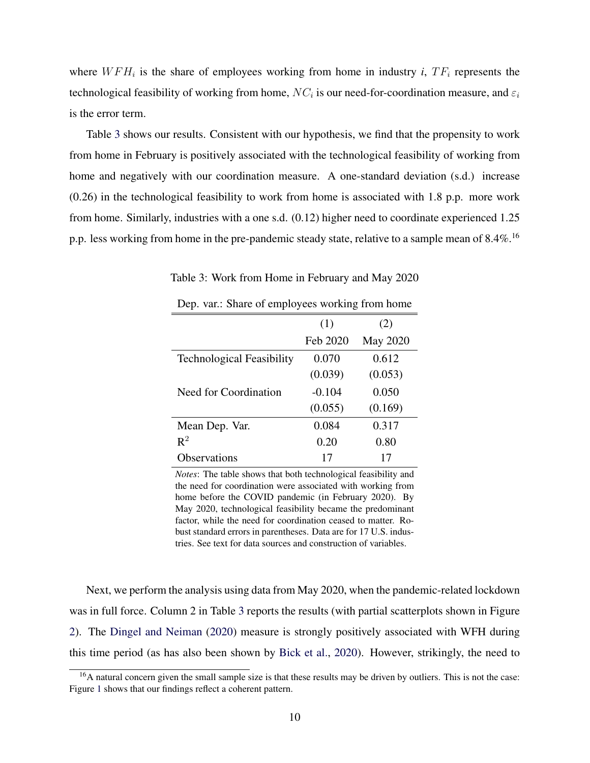where $WFH_i$ is the share of employees working from home in industry *i*, $TF_i$ represents the technological feasibility of working from home, $NC_i$ is our need-for-coordination measure, and $\varepsilon_i$ is the error term.

Table 3 shows our results. Consistent with our hypothesis, we find that the propensity to work from home in February is positively associated with the technological feasibility of working from home and negatively with our coordination measure. A one-standard deviation (s.d.) increase (0.26) in the technological feasibility to work from home is associated with 1.8 p.p. more work from home. Similarly, industries with a one s.d. (0.12) higher need to coordinate experienced 1.25 p.p. less working from home in the pre-pandemic steady state, relative to a sample mean of 8.4%.[16]

Table 3: Work from Home in February and May 2020

| Dep. var.: Share of employees working from home | | |
|---|---|---|
| | (1) | (2) |
| | Feb 2020 | May 2020 |
| Technological Feasibility | 0.070 | 0.612 |
| | (0.039) | (0.053) |
| Need for Coordination | -0.104 | 0.050 |
| | (0.055) | (0.169) |
| Mean Dep. Var. | 0.084 | 0.317 |
| $R^2$ | 0.20 | 0.80 |
| Observations | 17 | 17 |

*Notes*: The table shows that both technological feasibility and the need for coordination were associated with working from home before the COVID pandemic (in February 2020). By May 2020, technological feasibility became the predominant factor, while the need for coordination ceased to matter. Robust standard errors in parentheses. Data are for 17 U.S. industries. See text for data sources and construction of variables.

Next, we perform the analysis using data from May 2020, when the pandemic-related lockdown was in full force. Column 2 in Table 3 reports the results (with partial scatterplots shown in Figure 2). The Dingel and Neiman (2020) measure is strongly positively associated with WFH during this time period (as has also been shown by Bick et al., 2020). However, strikingly, the need to

[16] A natural concern given the small sample size is that these results may be driven by outliers. This is not the case: Figure 1 shows that our findings reflect a coherent pattern.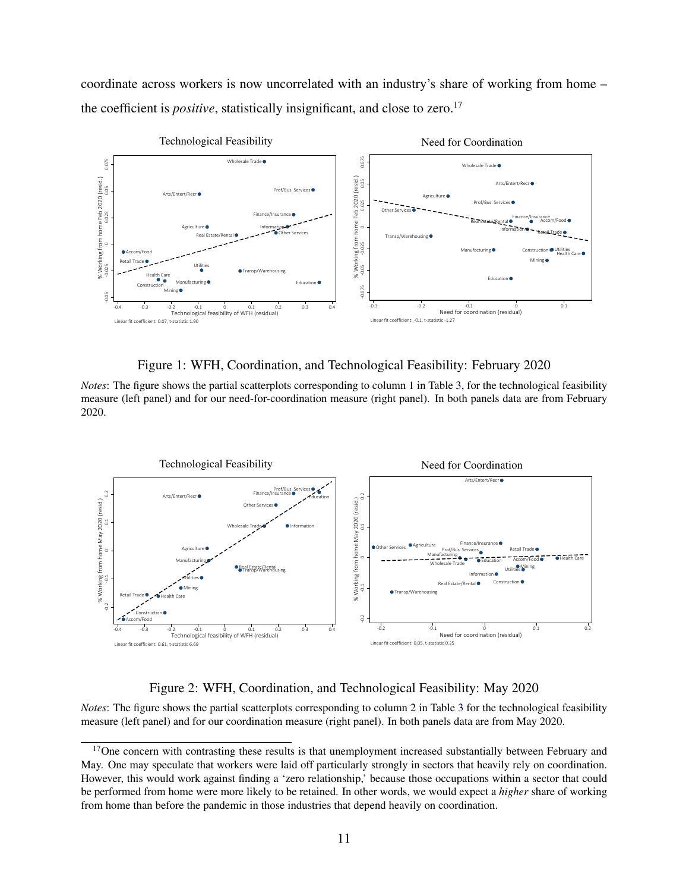coordinate across workers is now uncorrelated with an industry's share of working from home – the coefficient is *positive*, statistically insignificant, and close to zero.[17]

Figure 1: WFH, Coordination, and Technological Feasibility: February 2020

*Notes*: The figure shows the partial scatterplots corresponding to column 1 in Table 3, for the technological feasibility measure (left panel) and for our need-for-coordination measure (right panel). In both panels data are from February 2020.

Figure 2: WFH, Coordination, and Technological Feasibility: May 2020

*Notes*: The figure shows the partial scatterplots corresponding to column 2 in Table 3 for the technological feasibility measure (left panel) and for our coordination measure (right panel). In both panels data are from May 2020.

[17] One concern with contrasting these results is that unemployment increased substantially between February and May. One may speculate that workers were laid off particularly strongly in sectors that heavily rely on coordination. However, this would work against finding a 'zero relationship,' because those occupations within a sector that could be performed from home were more likely to be retained. In other words, we would expect a *higher* share of working from home than before the pandemic in those industries that depend heavily on coordination.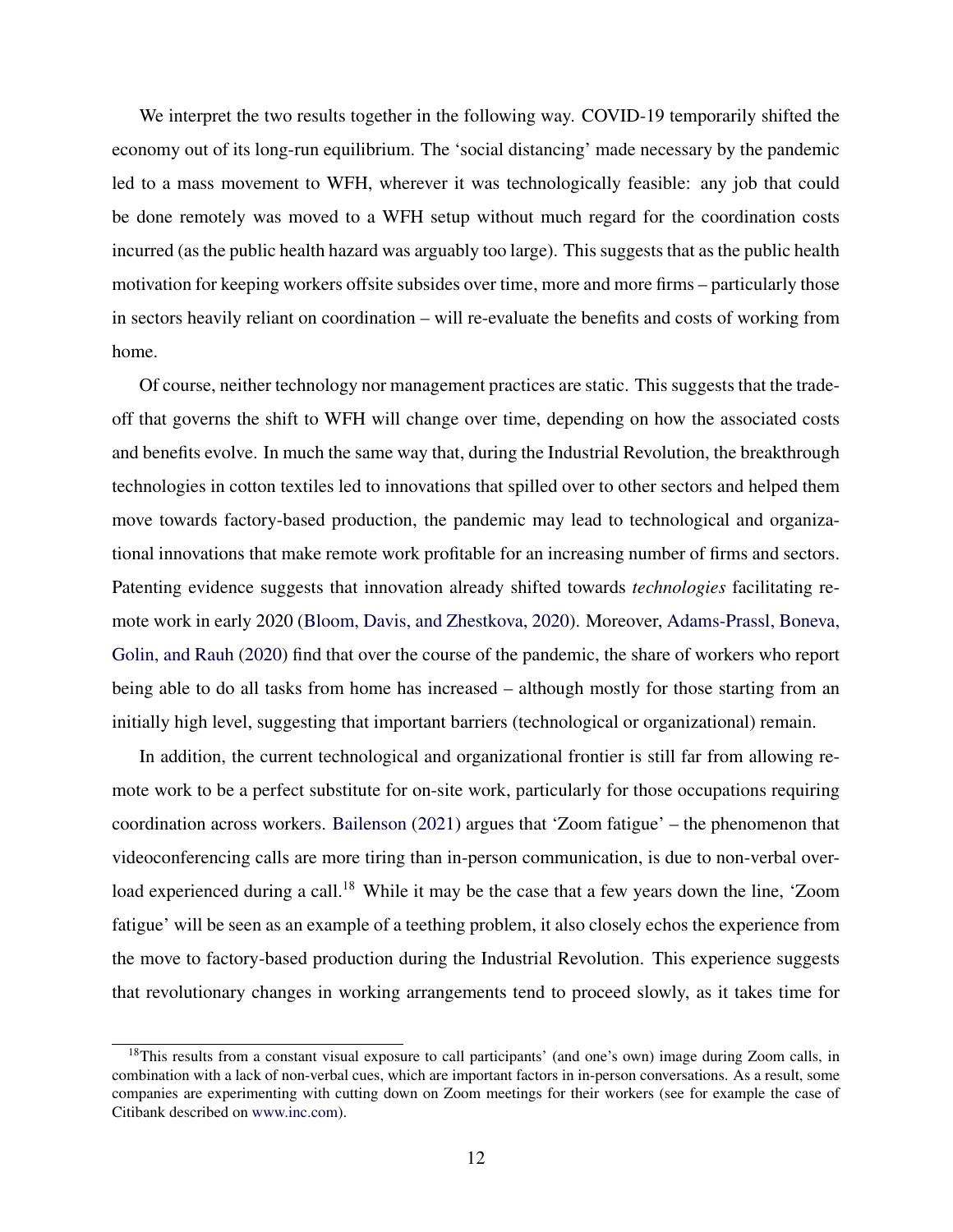We interpret the two results together in the following way. COVID-19 temporarily shifted the economy out of its long-run equilibrium. The 'social distancing' made necessary by the pandemic led to a mass movement to WFH, wherever it was technologically feasible: any job that could be done remotely was moved to a WFH setup without much regard for the coordination costs incurred (as the public health hazard was arguably too large). This suggests that as the public health motivation for keeping workers offsite subsides over time, more and more firms – particularly those in sectors heavily reliant on coordination – will re-evaluate the benefits and costs of working from home.

Of course, neither technology nor management practices are static. This suggests that the trade-off that governs the shift to WFH will change over time, depending on how the associated costs and benefits evolve. In much the same way that, during the Industrial Revolution, the breakthrough technologies in cotton textiles led to innovations that spilled over to other sectors and helped them move towards factory-based production, the pandemic may lead to technological and organizational innovations that make remote work profitable for an increasing number of firms and sectors. Patenting evidence suggests that innovation already shifted towards *technologies* facilitating remote work in early 2020 (Bloom, Davis, and Zhestkova, 2020). Moreover, Adams-Prassl, Boneva, Golin, and Rauh (2020) find that over the course of the pandemic, the share of workers who report being able to do all tasks from home has increased – although mostly for those starting from an initially high level, suggesting that important barriers (technological or organizational) remain.

In addition, the current technological and organizational frontier is still far from allowing remote work to be a perfect substitute for on-site work, particularly for those occupations requiring coordination across workers. Bailenson (2021) argues that 'Zoom fatigue' – the phenomenon that videoconferencing calls are more tiring than in-person communication, is due to non-verbal overload experienced during a call.[18] While it may be the case that a few years down the line, 'Zoom fatigue' will be seen as an example of a teething problem, it also closely echos the experience from the move to factory-based production during the Industrial Revolution. This experience suggests that revolutionary changes in working arrangements tend to proceed slowly, as it takes time for

[18] This results from a constant visual exposure to call participants' (and one's own) image during Zoom calls, in combination with a lack of non-verbal cues, which are important factors in in-person conversations. As a result, some companies are experimenting with cutting down on Zoom meetings for their workers (see for example the case of Citibank described on www.inc.com).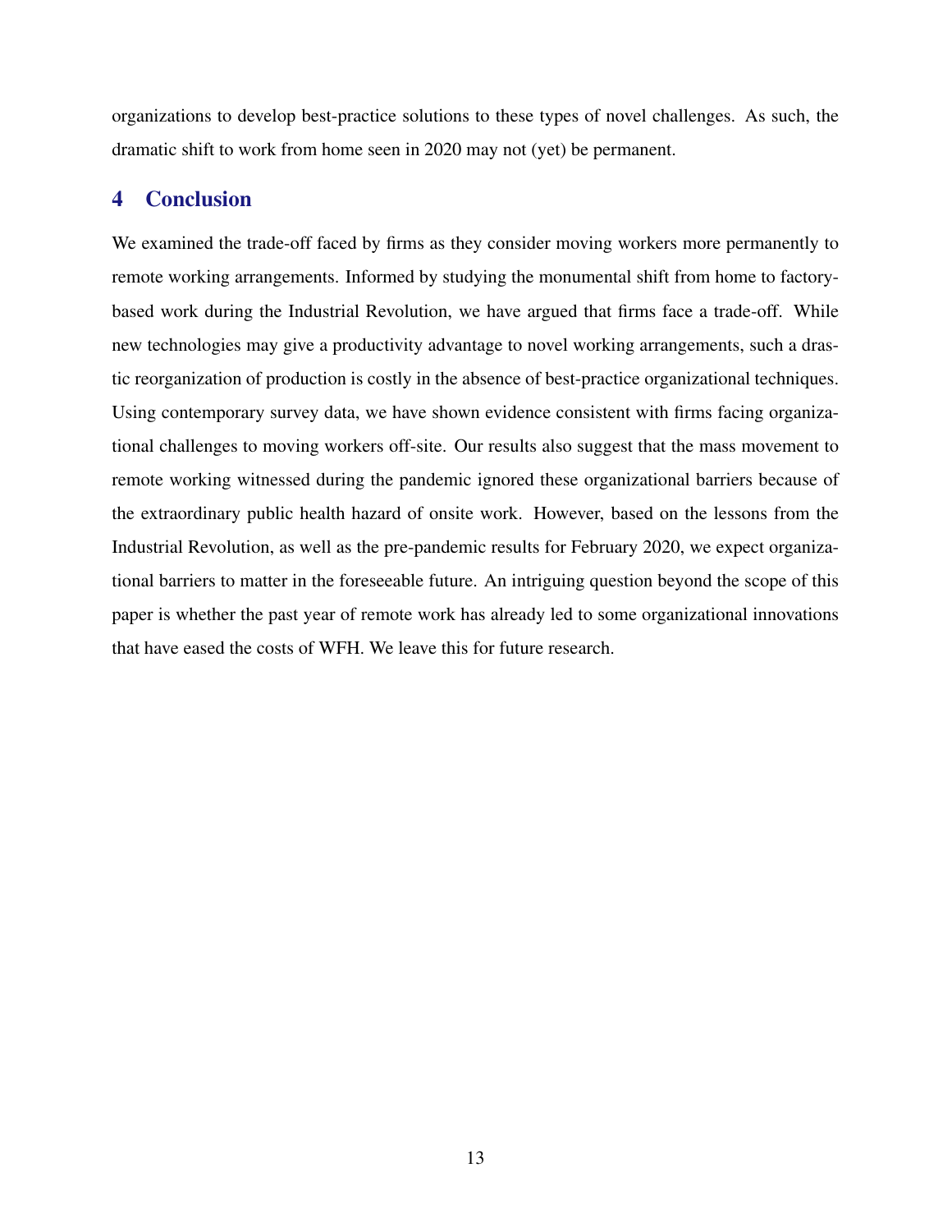organizations to develop best-practice solutions to these types of novel challenges. As such, the dramatic shift to work from home seen in 2020 may not (yet) be permanent.

## 4 Conclusion

We examined the trade-off faced by firms as they consider moving workers more permanently to remote working arrangements. Informed by studying the monumental shift from home to factory-based work during the Industrial Revolution, we have argued that firms face a trade-off. While new technologies may give a productivity advantage to novel working arrangements, such a drastic reorganization of production is costly in the absence of best-practice organizational techniques. Using contemporary survey data, we have shown evidence consistent with firms facing organizational challenges to moving workers off-site. Our results also suggest that the mass movement to remote working witnessed during the pandemic ignored these organizational barriers because of the extraordinary public health hazard of onsite work. However, based on the lessons from the Industrial Revolution, as well as the pre-pandemic results for February 2020, we expect organizational barriers to matter in the foreseeable future. An intriguing question beyond the scope of this paper is whether the past year of remote work has already led to some organizational innovations that have eased the costs of WFH. We leave this for future research.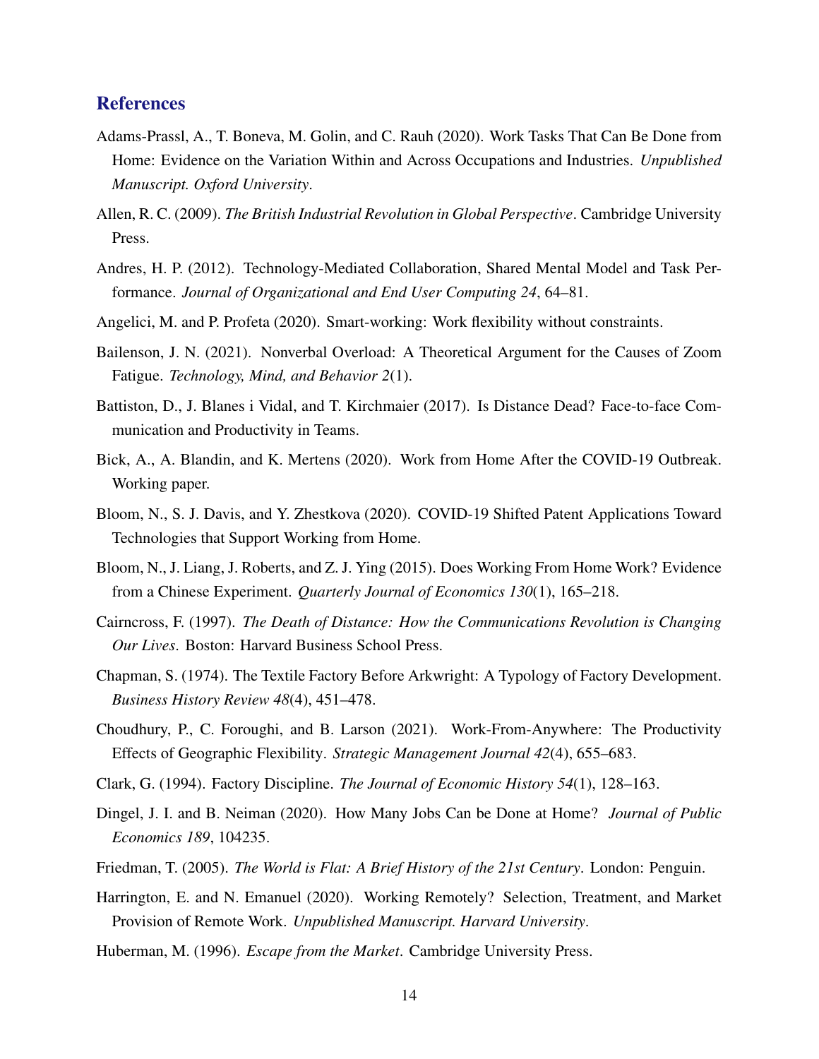## References

Adams-Prassl, A., T. Boneva, M. Golin, and C. Rauh (2020). Work Tasks That Can Be Done from Home: Evidence on the Variation Within and Across Occupations and Industries. *Unpublished Manuscript. Oxford University*.

Allen, R. C. (2009). *The British Industrial Revolution in Global Perspective*. Cambridge University Press.

Andres, H. P. (2012). Technology-Mediated Collaboration, Shared Mental Model and Task Performance. *Journal of Organizational and End User Computing 24*, 64–81.

Angelici, M. and P. Profeta (2020). Smart-working: Work flexibility without constraints.

Bailenson, J. N. (2021). Nonverbal Overload: A Theoretical Argument for the Causes of Zoom Fatigue. *Technology, Mind, and Behavior 2*(1).

Battiston, D., J. Blanes i Vidal, and T. Kirchmaier (2017). Is Distance Dead? Face-to-face Communication and Productivity in Teams.

Bick, A., A. Blandin, and K. Mertens (2020). Work from Home After the COVID-19 Outbreak. Working paper.

Bloom, N., S. J. Davis, and Y. Zhestkova (2020). COVID-19 Shifted Patent Applications Toward Technologies that Support Working from Home.

Bloom, N., J. Liang, J. Roberts, and Z. J. Ying (2015). Does Working From Home Work? Evidence from a Chinese Experiment. *Quarterly Journal of Economics 130*(1), 165–218.

Cairncross, F. (1997). *The Death of Distance: How the Communications Revolution is Changing Our Lives*. Boston: Harvard Business School Press.

Chapman, S. (1974). The Textile Factory Before Arkwright: A Typology of Factory Development. *Business History Review 48*(4), 451–478.

Choudhury, P., C. Foroughi, and B. Larson (2021). Work-From-Anywhere: The Productivity Effects of Geographic Flexibility. *Strategic Management Journal 42*(4), 655–683.

Clark, G. (1994). Factory Discipline. *The Journal of Economic History 54*(1), 128–163.

Dingel, J. I. and B. Neiman (2020). How Many Jobs Can be Done at Home? *Journal of Public Economics 189*, 104235.

Friedman, T. (2005). *The World is Flat: A Brief History of the 21st Century*. London: Penguin.

Harrington, E. and N. Emanuel (2020). Working Remotely? Selection, Treatment, and Market Provision of Remote Work. *Unpublished Manuscript. Harvard University*.

Huberman, M. (1996). *Escape from the Market*. Cambridge University Press.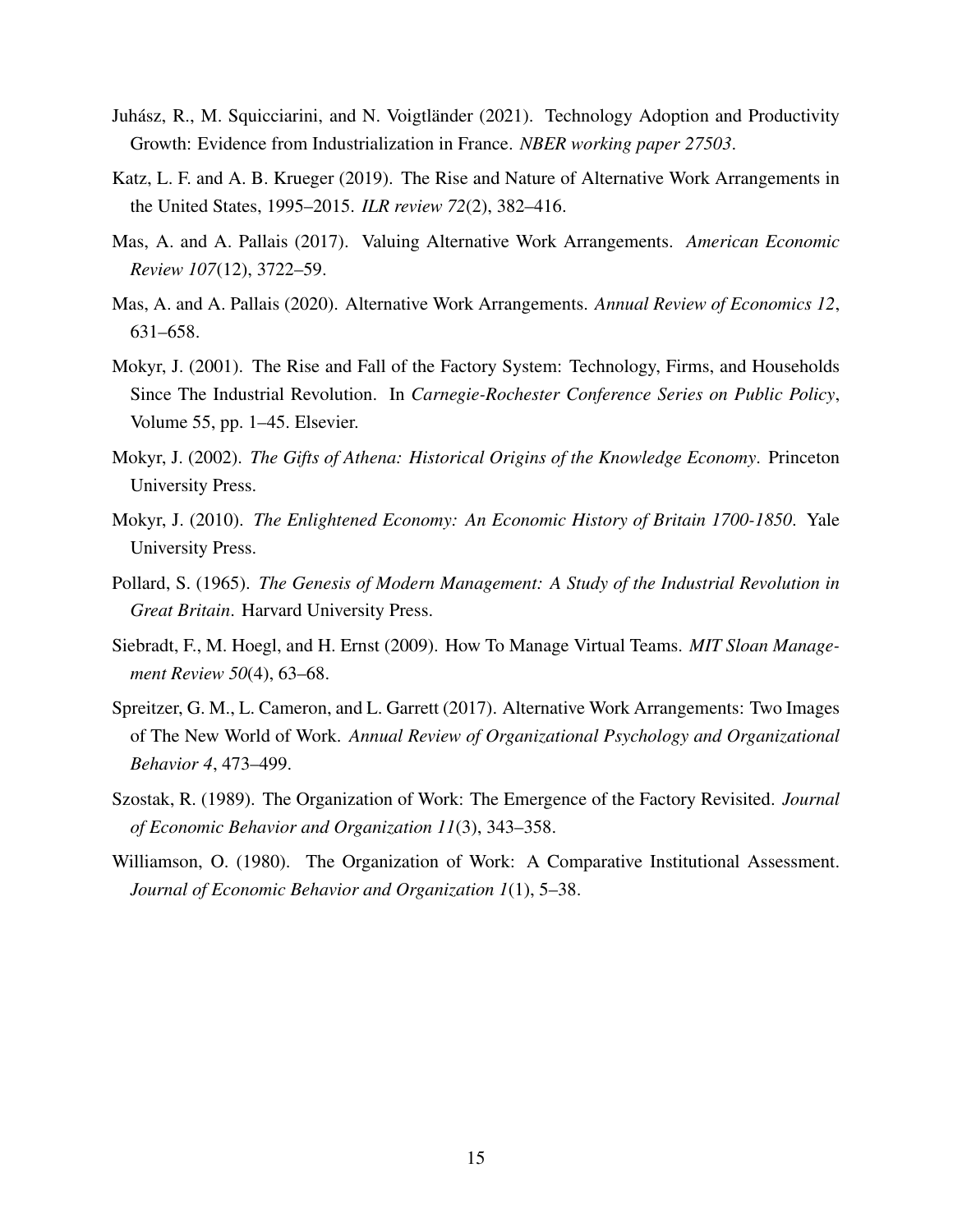Juhász, R., M. Squicciarini, and N. Voigtländer (2021). Technology Adoption and Productivity Growth: Evidence from Industrialization in France. *NBER working paper 27503*.

Katz, L. F. and A. B. Krueger (2019). The Rise and Nature of Alternative Work Arrangements in the United States, 1995–2015. *ILR review 72*(2), 382–416.

Mas, A. and A. Pallais (2017). Valuing Alternative Work Arrangements. *American Economic Review 107*(12), 3722–59.

Mas, A. and A. Pallais (2020). Alternative Work Arrangements. *Annual Review of Economics 12*, 631–658.

Mokyr, J. (2001). The Rise and Fall of the Factory System: Technology, Firms, and Households Since The Industrial Revolution. In *Carnegie-Rochester Conference Series on Public Policy*, Volume 55, pp. 1–45. Elsevier.

Mokyr, J. (2002). *The Gifts of Athena: Historical Origins of the Knowledge Economy*. Princeton University Press.

Mokyr, J. (2010). *The Enlightened Economy: An Economic History of Britain 1700-1850*. Yale University Press.

Pollard, S. (1965). *The Genesis of Modern Management: A Study of the Industrial Revolution in Great Britain*. Harvard University Press.

Siebradt, F., M. Hoegl, and H. Ernst (2009). How To Manage Virtual Teams. *MIT Sloan Management Review 50*(4), 63–68.

Spreitzer, G. M., L. Cameron, and L. Garrett (2017). Alternative Work Arrangements: Two Images of The New World of Work. *Annual Review of Organizational Psychology and Organizational Behavior 4*, 473–499.

Szostak, R. (1989). The Organization of Work: The Emergence of the Factory Revisited. *Journal of Economic Behavior and Organization 11*(3), 343–358.

Williamson, O. (1980). The Organization of Work: A Comparative Institutional Assessment. *Journal of Economic Behavior and Organization 1*(1), 5–38.